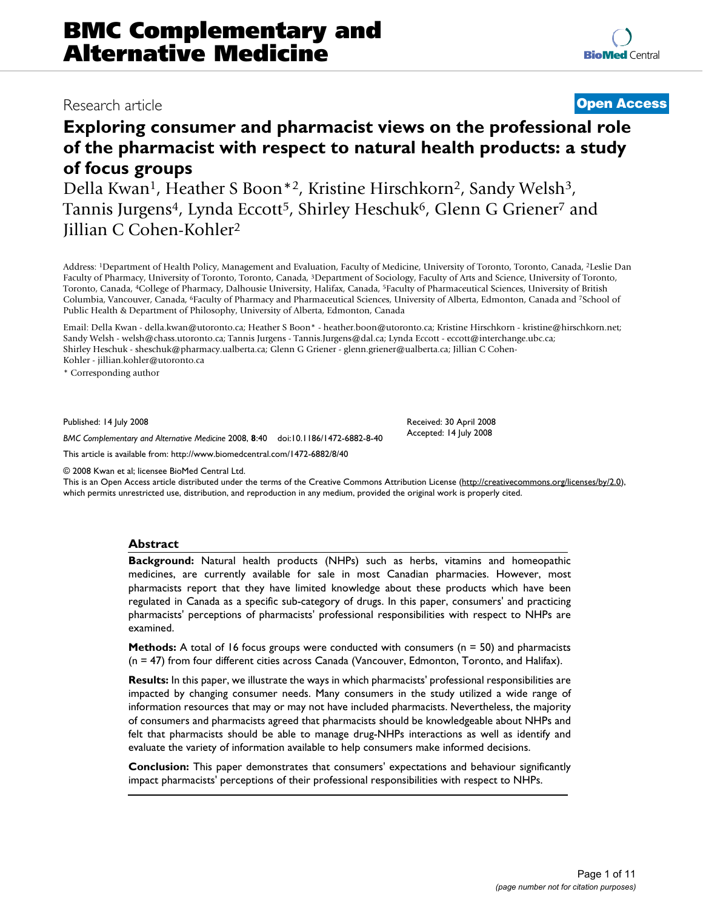# BMC Complementary and Alternative Medicine

Research article **Open Access**

# Exploring consumer and pharmacist views on the professional role of the pharmacist with respect to natural health products: a study of focus groups

Della Kwan[1], Heather S Boon*[2], Kristine Hirschkorn[2], Sandy Welsh[3], Tannis Jurgens[4], Lynda Eccott[5], Shirley Heschuk[6], Glenn G Griener[7] and Jillian C Cohen-Kohler[2]

Address: [1]Department of Health Policy, Management and Evaluation, Faculty of Medicine, University of Toronto, Toronto, Canada, [2]Leslie Dan Faculty of Pharmacy, University of Toronto, Toronto, Canada, [3]Department of Sociology, Faculty of Arts and Science, University of Toronto, Toronto, Canada, [4]College of Pharmacy, Dalhousie University, Halifax, Canada, [5]Faculty of Pharmaceutical Sciences, University of British Columbia, Vancouver, Canada, [6]Faculty of Pharmacy and Pharmaceutical Sciences, University of Alberta, Edmonton, Canada and [7]School of Public Health & Department of Philosophy, University of Alberta, Edmonton, Canada

Email: Della Kwan - della.kwan@utoronto.ca; Heather S Boon* - heather.boon@utoronto.ca; Kristine Hirschkorn - kristine@hirschkorn.net; Sandy Welsh - welsh@chass.utoronto.ca; Tannis Jurgens - Tannis.Jurgens@dal.ca; Lynda Eccott - eccott@interchange.ubc.ca; Shirley Heschuk - sheschuk@pharmacy.ualberta.ca; Glenn G Griener - glenn.griener@ualberta.ca; Jillian C Cohen-Kohler - jillian.kohler@utoronto.ca

\* Corresponding author

Published: 14 July 2008

*BMC Complementary and Alternative Medicine* 2008, **8**:40 doi:10.1186/1472-6882-8-40

Received: 30 April 2008
Accepted: 14 July 2008

This article is available from: http://www.biomedcentral.com/1472-6882/8/40

© 2008 Kwan et al; licensee BioMed Central Ltd.

This is an Open Access article distributed under the terms of the Creative Commons Attribution License (http://creativecommons.org/licenses/by/2.0), which permits unrestricted use, distribution, and reproduction in any medium, provided the original work is properly cited.

## Abstract

**Background:** Natural health products (NHPs) such as herbs, vitamins and homeopathic medicines, are currently available for sale in most Canadian pharmacies. However, most pharmacists report that they have limited knowledge about these products which have been regulated in Canada as a specific sub-category of drugs. In this paper, consumers' and practicing pharmacists' perceptions of pharmacists' professional responsibilities with respect to NHPs are examined.

**Methods:** A total of 16 focus groups were conducted with consumers (n = 50) and pharmacists (n = 47) from four different cities across Canada (Vancouver, Edmonton, Toronto, and Halifax).

**Results:** In this paper, we illustrate the ways in which pharmacists' professional responsibilities are impacted by changing consumer needs. Many consumers in the study utilized a wide range of information resources that may or may not have included pharmacists. Nevertheless, the majority of consumers and pharmacists agreed that pharmacists should be knowledgeable about NHPs and felt that pharmacists should be able to manage drug-NHPs interactions as well as identify and evaluate the variety of information available to help consumers make informed decisions.

**Conclusion:** This paper demonstrates that consumers' expectations and behaviour significantly impact pharmacists' perceptions of their professional responsibilities with respect to NHPs.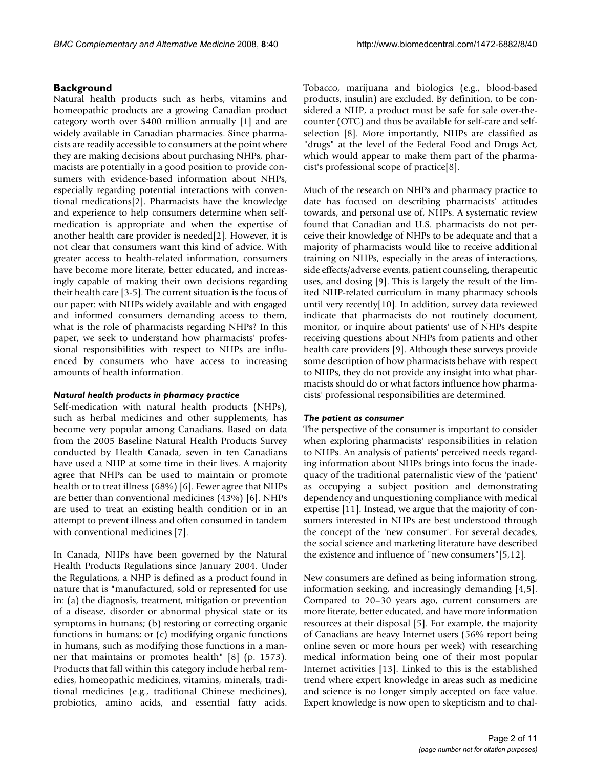## Background

Natural health products such as herbs, vitamins and homeopathic products are a growing Canadian product category worth over $400 million annually [1] and are widely available in Canadian pharmacies. Since pharmacists are readily accessible to consumers at the point where they are making decisions about purchasing NHPs, pharmacists are potentially in a good position to provide consumers with evidence-based information about NHPs, especially regarding potential interactions with conventional medications[2]. Pharmacists have the knowledge and experience to help consumers determine when self-medication is appropriate and when the expertise of another health care provider is needed[2]. However, it is not clear that consumers want this kind of advice. With greater access to health-related information, consumers have become more literate, better educated, and increasingly capable of making their own decisions regarding their health care [3-5]. The current situation is the focus of our paper: with NHPs widely available and with engaged and informed consumers demanding access to them, what is the role of pharmacists regarding NHPs? In this paper, we seek to understand how pharmacists' professional responsibilities with respect to NHPs are influenced by consumers who have access to increasing amounts of health information.

### *Natural health products in pharmacy practice*

Self-medication with natural health products (NHPs), such as herbal medicines and other supplements, has become very popular among Canadians. Based on data from the 2005 Baseline Natural Health Products Survey conducted by Health Canada, seven in ten Canadians have used a NHP at some time in their lives. A majority agree that NHPs can be used to maintain or promote health or to treat illness (68%) [6]. Fewer agree that NHPs are better than conventional medicines (43%) [6]. NHPs are used to treat an existing health condition or in an attempt to prevent illness and often consumed in tandem with conventional medicines [7].

In Canada, NHPs have been governed by the Natural Health Products Regulations since January 2004. Under the Regulations, a NHP is defined as a product found in nature that is "manufactured, sold or represented for use in: (a) the diagnosis, treatment, mitigation or prevention of a disease, disorder or abnormal physical state or its symptoms in humans; (b) restoring or correcting organic functions in humans; or (c) modifying organic functions in humans, such as modifying those functions in a manner that maintains or promotes health" [8] (p. 1573). Products that fall within this category include herbal remedies, homeopathic medicines, vitamins, minerals, traditional medicines (e.g., traditional Chinese medicines), probiotics, amino acids, and essential fatty acids. Tobacco, marijuana and biologics (e.g., blood-based products, insulin) are excluded. By definition, to be considered a NHP, a product must be safe for sale over-the-counter (OTC) and thus be available for self-care and self-selection [8]. More importantly, NHPs are classified as "drugs" at the level of the Federal Food and Drugs Act, which would appear to make them part of the pharmacist's professional scope of practice[8].

Much of the research on NHPs and pharmacy practice to date has focused on describing pharmacists' attitudes towards, and personal use of, NHPs. A systematic review found that Canadian and U.S. pharmacists do not perceive their knowledge of NHPs to be adequate and that a majority of pharmacists would like to receive additional training on NHPs, especially in the areas of interactions, side effects/adverse events, patient counseling, therapeutic uses, and dosing [9]. This is largely the result of the limited NHP-related curriculum in many pharmacy schools until very recently[10]. In addition, survey data reviewed indicate that pharmacists do not routinely document, monitor, or inquire about patients' use of NHPs despite receiving questions about NHPs from patients and other health care providers [9]. Although these surveys provide some description of how pharmacists behave with respect to NHPs, they do not provide any insight into what pharmacists should do or what factors influence how pharmacists' professional responsibilities are determined.

### *The patient as consumer*

The perspective of the consumer is important to consider when exploring pharmacists' responsibilities in relation to NHPs. An analysis of patients' perceived needs regarding information about NHPs brings into focus the inadequacy of the traditional paternalistic view of the 'patient' as occupying a subject position and demonstrating dependency and unquestioning compliance with medical expertise [11]. Instead, we argue that the majority of consumers interested in NHPs are best understood through the concept of the 'new consumer'. For several decades, the social science and marketing literature have described the existence and influence of "new consumers"[5,12].

New consumers are defined as being information strong, information seeking, and increasingly demanding [4,5]. Compared to 20–30 years ago, current consumers are more literate, better educated, and have more information resources at their disposal [5]. For example, the majority of Canadians are heavy Internet users (56% report being online seven or more hours per week) with researching medical information being one of their most popular Internet activities [13]. Linked to this is the established trend where expert knowledge in areas such as medicine and science is no longer simply accepted on face value. Expert knowledge is now open to skepticism and to chal-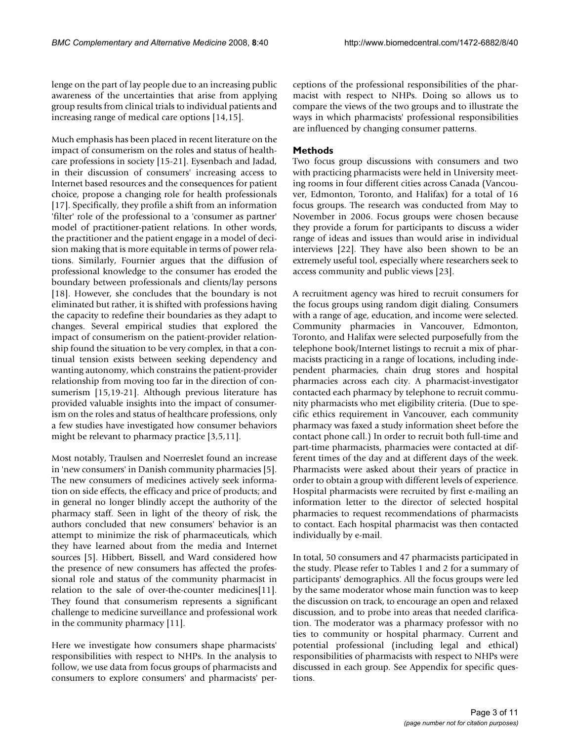lenge on the part of lay people due to an increasing public awareness of the uncertainties that arise from applying group results from clinical trials to individual patients and increasing range of medical care options [14,15].

Much emphasis has been placed in recent literature on the impact of consumerism on the roles and status of healthcare professions in society [15-21]. Eysenbach and Jadad, in their discussion of consumers' increasing access to Internet based resources and the consequences for patient choice, propose a changing role for health professionals [17]. Specifically, they profile a shift from an information 'filter' role of the professional to a 'consumer as partner' model of practitioner-patient relations. In other words, the practitioner and the patient engage in a model of decision making that is more equitable in terms of power relations. Similarly, Fournier argues that the diffusion of professional knowledge to the consumer has eroded the boundary between professionals and clients/lay persons [18]. However, she concludes that the boundary is not eliminated but rather, it is shifted with professions having the capacity to redefine their boundaries as they adapt to changes. Several empirical studies that explored the impact of consumerism on the patient-provider relationship found the situation to be very complex, in that a continual tension exists between seeking dependency and wanting autonomy, which constrains the patient-provider relationship from moving too far in the direction of consumerism [15,19-21]. Although previous literature has provided valuable insights into the impact of consumerism on the roles and status of healthcare professions, only a few studies have investigated how consumer behaviors might be relevant to pharmacy practice [3,5,11].

Most notably, Traulsen and Noerreslet found an increase in 'new consumers' in Danish community pharmacies [5]. The new consumers of medicines actively seek information on side effects, the efficacy and price of products; and in general no longer blindly accept the authority of the pharmacy staff. Seen in light of the theory of risk, the authors concluded that new consumers' behavior is an attempt to minimize the risk of pharmaceuticals, which they have learned about from the media and Internet sources [5]. Hibbert, Bissell, and Ward considered how the presence of new consumers has affected the professional role and status of the community pharmacist in relation to the sale of over-the-counter medicines[11]. They found that consumerism represents a significant challenge to medicine surveillance and professional work in the community pharmacy [11].

Here we investigate how consumers shape pharmacists' responsibilities with respect to NHPs. In the analysis to follow, we use data from focus groups of pharmacists and consumers to explore consumers' and pharmacists' perceptions of the professional responsibilities of the pharmacist with respect to NHPs. Doing so allows us to compare the views of the two groups and to illustrate the ways in which pharmacists' professional responsibilities are influenced by changing consumer patterns.

## Methods

Two focus group discussions with consumers and two with practicing pharmacists were held in University meeting rooms in four different cities across Canada (Vancouver, Edmonton, Toronto, and Halifax) for a total of 16 focus groups. The research was conducted from May to November in 2006. Focus groups were chosen because they provide a forum for participants to discuss a wider range of ideas and issues than would arise in individual interviews [22]. They have also been shown to be an extremely useful tool, especially where researchers seek to access community and public views [23].

A recruitment agency was hired to recruit consumers for the focus groups using random digit dialing. Consumers with a range of age, education, and income were selected. Community pharmacies in Vancouver, Edmonton, Toronto, and Halifax were selected purposefully from the telephone book/Internet listings to recruit a mix of pharmacists practicing in a range of locations, including independent pharmacies, chain drug stores and hospital pharmacies across each city. A pharmacist-investigator contacted each pharmacy by telephone to recruit community pharmacists who met eligibility criteria. (Due to specific ethics requirement in Vancouver, each community pharmacy was faxed a study information sheet before the contact phone call.) In order to recruit both full-time and part-time pharmacists, pharmacies were contacted at different times of the day and at different days of the week. Pharmacists were asked about their years of practice in order to obtain a group with different levels of experience. Hospital pharmacists were recruited by first e-mailing an information letter to the director of selected hospital pharmacies to request recommendations of pharmacists to contact. Each hospital pharmacist was then contacted individually by e-mail.

In total, 50 consumers and 47 pharmacists participated in the study. Please refer to Tables 1 and 2 for a summary of participants' demographics. All the focus groups were led by the same moderator whose main function was to keep the discussion on track, to encourage an open and relaxed discussion, and to probe into areas that needed clarification. The moderator was a pharmacy professor with no ties to community or hospital pharmacy. Current and potential professional (including legal and ethical) responsibilities of pharmacists with respect to NHPs were discussed in each group. See Appendix for specific questions.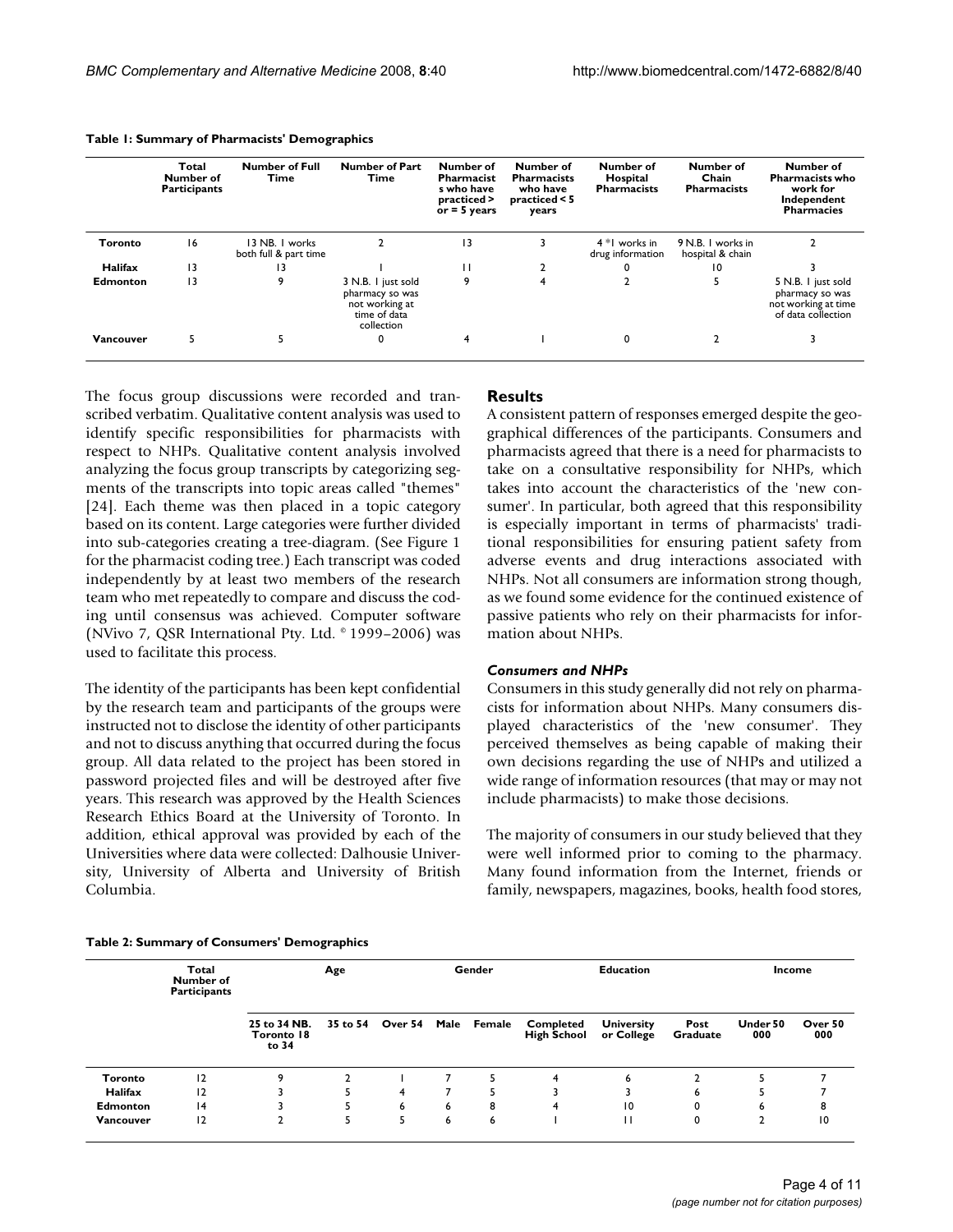**Table 1: Summary of Pharmacists' Demographics**

| | Total Number of Participants | Number of Full Time | Number of Part Time | Number of Pharmacists who have practiced > or = 5 years | Number of Pharmacists who have practiced < 5 years | Number of Hospital Pharmacists | Number of Chain Pharmacists | Number of Pharmacists who work for Independent Pharmacies |
|---|---|---|---|---|---|---|---|---|
| **Toronto** | 16 | 13 NB. 1 works both full & part time | 2 | 13 | 3 | 4 *1 works in drug information | 9 N.B. 1 works in hospital & chain | 2 |
| **Halifax** | 13 | 13 | 1 | 11 | 2 | 0 | 10 | 3 |
| **Edmonton** | 13 | 9 | 3 N.B. 1 just sold pharmacy so was not working at time of data collection | 9 | 4 | 2 | 5 | 5 N.B. 1 just sold pharmacy so was not working at time of data collection |
| **Vancouver** | 5 | 5 | 0 | 4 | 1 | 0 | 2 | 3 |

The focus group discussions were recorded and transcribed verbatim. Qualitative content analysis was used to identify specific responsibilities for pharmacists with respect to NHPs. Qualitative content analysis involved analyzing the focus group transcripts by categorizing segments of the transcripts into topic areas called "themes" [24]. Each theme was then placed in a topic category based on its content. Large categories were further divided into sub-categories creating a tree-diagram. (See Figure 1 for the pharmacist coding tree.) Each transcript was coded independently by at least two members of the research team who met repeatedly to compare and discuss the coding until consensus was achieved. Computer software (NVivo 7, QSR International Pty. Ltd. © 1999–2006) was used to facilitate this process.

The identity of the participants has been kept confidential by the research team and participants of the groups were instructed not to disclose the identity of other participants and not to discuss anything that occurred during the focus group. All data related to the project has been stored in password projected files and will be destroyed after five years. This research was approved by the Health Sciences Research Ethics Board at the University of Toronto. In addition, ethical approval was provided by each of the Universities where data were collected: Dalhousie University, University of Alberta and University of British Columbia.

## Results

A consistent pattern of responses emerged despite the geographical differences of the participants. Consumers and pharmacists agreed that there is a need for pharmacists to take on a consultative responsibility for NHPs, which takes into account the characteristics of the 'new consumer'. In particular, both agreed that this responsibility is especially important in terms of pharmacists' traditional responsibilities for ensuring patient safety from adverse events and drug interactions associated with NHPs. Not all consumers are information strong though, as we found some evidence for the continued existence of passive patients who rely on their pharmacists for information about NHPs.

### *Consumers and NHPs*

Consumers in this study generally did not rely on pharmacists for information about NHPs. Many consumers displayed characteristics of the 'new consumer'. They perceived themselves as being capable of making their own decisions regarding the use of NHPs and utilized a wide range of information resources (that may or may not include pharmacists) to make those decisions.

The majority of consumers in our study believed that they were well informed prior to coming to the pharmacy. Many found information from the Internet, friends or family, newspapers, magazines, books, health food stores,

**Table 2: Summary of Consumers' Demographics**

| | Total Number of Participants | Age | | | Gender | | Education | | | Income | |
|---|---|---|---|---|---|---|---|---|---|---|---|
| | | 25 to 34 NB. Toronto 18 to 34 | 35 to 54 | Over 54 | Male | Female | Completed High School | University or College | Post Graduate | Under 50 000 | Over 50 000 |
| **Toronto** | 12 | 9 | 2 | 1 | 7 | 5 | 4 | 6 | 2 | 5 | 7 |
| **Halifax** | 12 | 3 | 5 | 4 | 7 | 5 | 3 | 3 | 6 | 5 | 7 |
| **Edmonton** | 14 | 3 | 5 | 6 | 6 | 8 | 4 | 10 | 0 | 6 | 8 |
| **Vancouver** | 12 | 2 | 5 | 5 | 6 | 6 | 1 | 11 | 0 | 2 | 10 |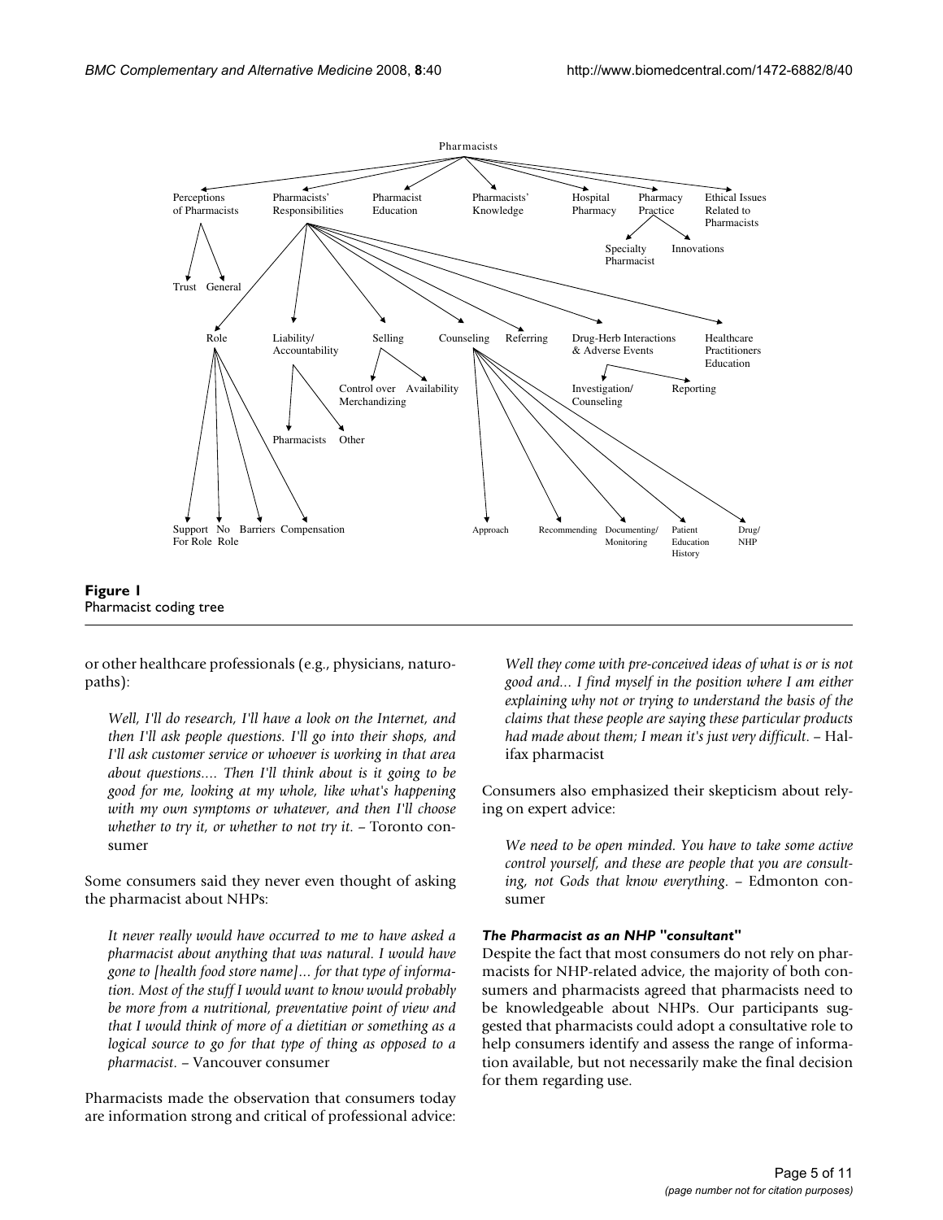**Figure 1**
Pharmacist coding tree

or other healthcare professionals (e.g., physicians, naturopaths):

> *Well, I'll do research, I'll have a look on the Internet, and then I'll ask people questions. I'll go into their shops, and I'll ask customer service or whoever is working in that area about questions.... Then I'll think about is it going to be good for me, looking at my whole, like what's happening with my own symptoms or whatever, and then I'll choose whether to try it, or whether to not try it.* – Toronto consumer

Some consumers said they never even thought of asking the pharmacist about NHPs:

> *It never really would have occurred to me to have asked a pharmacist about anything that was natural. I would have gone to [health food store name]... for that type of information. Most of the stuff I would want to know would probably be more from a nutritional, preventative point of view and that I would think of more of a dietitian or something as a logical source to go for that type of thing as opposed to a pharmacist.* – Vancouver consumer

Pharmacists made the observation that consumers today are information strong and critical of professional advice:

> *Well they come with pre-conceived ideas of what is or is not good and... I find myself in the position where I am either explaining why not or trying to understand the basis of the claims that these people are saying these particular products had made about them; I mean it's just very difficult.* – Halifax pharmacist

Consumers also emphasized their skepticism about relying on expert advice:

> *We need to be open minded. You have to take some active control yourself, and these are people that you are consulting, not Gods that know everything.* – Edmonton consumer

#### *The Pharmacist as an NHP "consultant"*

Despite the fact that most consumers do not rely on pharmacists for NHP-related advice, the majority of both consumers and pharmacists agreed that pharmacists need to be knowledgeable about NHPs. Our participants suggested that pharmacists could adopt a consultative role to help consumers identify and assess the range of information available, but not necessarily make the final decision for them regarding use.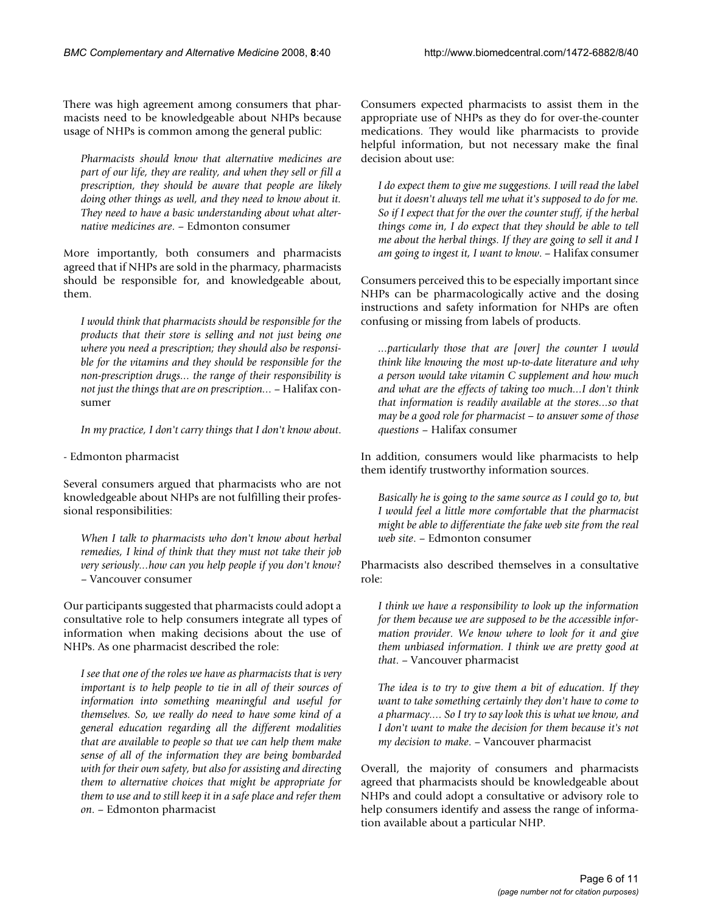There was high agreement among consumers that pharmacists need to be knowledgeable about NHPs because usage of NHPs is common among the general public:

> *Pharmacists should know that alternative medicines are part of our life, they are reality, and when they sell or fill a prescription, they should be aware that people are likely doing other things as well, and they need to know about it. They need to have a basic understanding about what alternative medicines are*. – Edmonton consumer

More importantly, both consumers and pharmacists agreed that if NHPs are sold in the pharmacy, pharmacists should be responsible for, and knowledgeable about, them.

> *I would think that pharmacists should be responsible for the products that their store is selling and not just being one where you need a prescription; they should also be responsible for the vitamins and they should be responsible for the non-prescription drugs... the range of their responsibility is not just the things that are on prescription...* – Halifax consumer

> *In my practice, I don't carry things that I don't know about*.

- Edmonton pharmacist

Several consumers argued that pharmacists who are not knowledgeable about NHPs are not fulfilling their professional responsibilities:

> *When I talk to pharmacists who don't know about herbal remedies, I kind of think that they must not take their job very seriously...how can you help people if you don't know?* – Vancouver consumer

Our participants suggested that pharmacists could adopt a consultative role to help consumers integrate all types of information when making decisions about the use of NHPs. As one pharmacist described the role:

> *I see that one of the roles we have as pharmacists that is very important is to help people to tie in all of their sources of information into something meaningful and useful for themselves. So, we really do need to have some kind of a general education regarding all the different modalities that are available to people so that we can help them make sense of all of the information they are being bombarded with for their own safety, but also for assisting and directing them to alternative choices that might be appropriate for them to use and to still keep it in a safe place and refer them on*. – Edmonton pharmacist

Consumers expected pharmacists to assist them in the appropriate use of NHPs as they do for over-the-counter medications. They would like pharmacists to provide helpful information, but not necessary make the final decision about use:

> *I do expect them to give me suggestions. I will read the label but it doesn't always tell me what it's supposed to do for me. So if I expect that for the over the counter stuff, if the herbal things come in, I do expect that they should be able to tell me about the herbal things. If they are going to sell it and I am going to ingest it, I want to know*. – Halifax consumer

Consumers perceived this to be especially important since NHPs can be pharmacologically active and the dosing instructions and safety information for NHPs are often confusing or missing from labels of products.

> *...particularly those that are [over] the counter I would think like knowing the most up-to-date literature and why a person would take vitamin C supplement and how much and what are the effects of taking too much...I don't think that information is readily available at the stores...so that may be a good role for pharmacist – to answer some of those questions* – Halifax consumer

In addition, consumers would like pharmacists to help them identify trustworthy information sources.

> *Basically he is going to the same source as I could go to, but I would feel a little more comfortable that the pharmacist might be able to differentiate the fake web site from the real web site*. – Edmonton consumer

Pharmacists also described themselves in a consultative role:

> *I think we have a responsibility to look up the information for them because we are supposed to be the accessible information provider. We know where to look for it and give them unbiased information. I think we are pretty good at that*. – Vancouver pharmacist

> *The idea is to try to give them a bit of education. If they want to take something certainly they don't have to come to a pharmacy.... So I try to say look this is what we know, and I don't want to make the decision for them because it's not my decision to make*. – Vancouver pharmacist

Overall, the majority of consumers and pharmacists agreed that pharmacists should be knowledgeable about NHPs and could adopt a consultative or advisory role to help consumers identify and assess the range of information available about a particular NHP.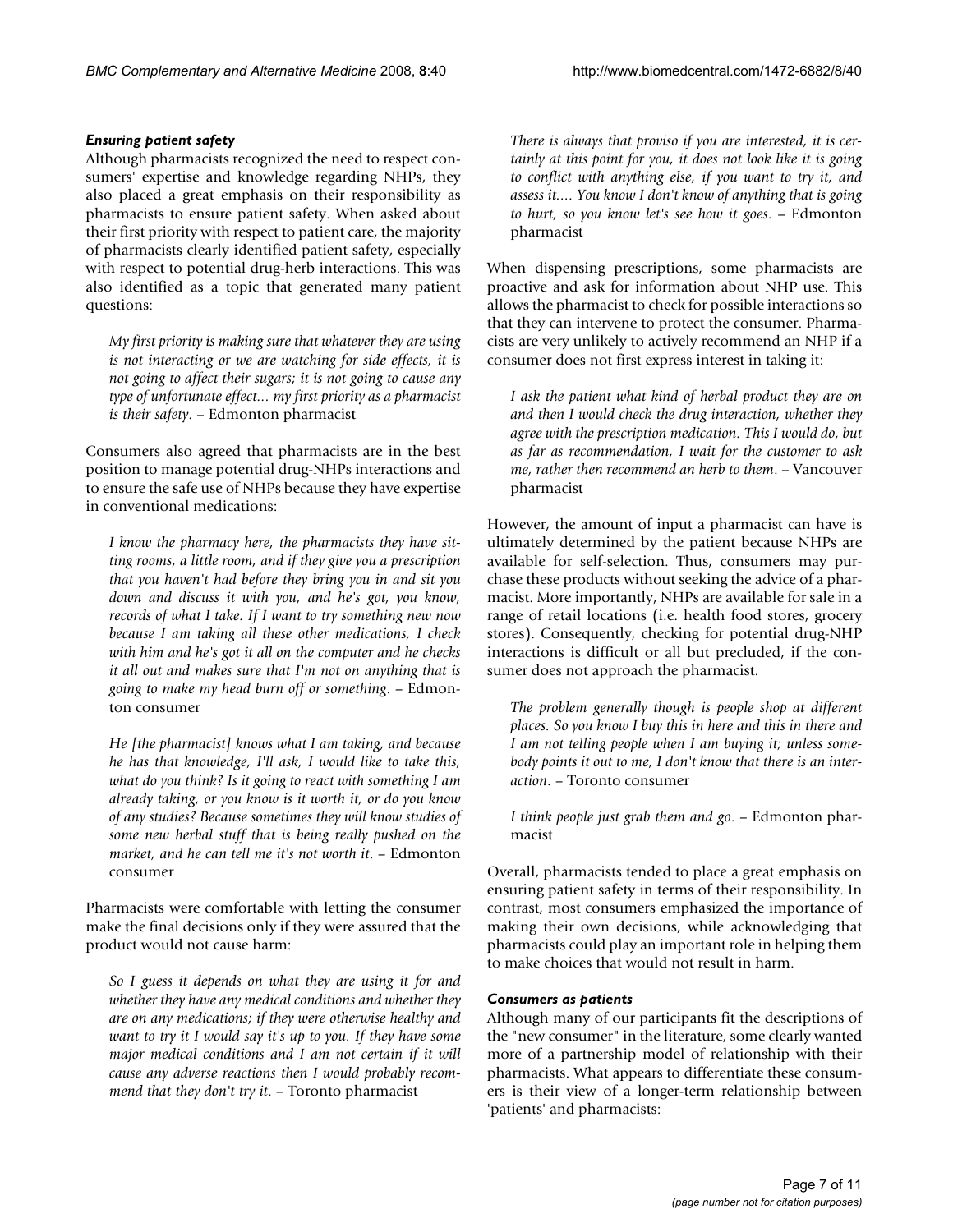#### *Ensuring patient safety*

Although pharmacists recognized the need to respect consumers' expertise and knowledge regarding NHPs, they also placed a great emphasis on their responsibility as pharmacists to ensure patient safety. When asked about their first priority with respect to patient care, the majority of pharmacists clearly identified patient safety, especially with respect to potential drug-herb interactions. This was also identified as a topic that generated many patient questions:

> *My first priority is making sure that whatever they are using is not interacting or we are watching for side effects, it is not going to affect their sugars; it is not going to cause any type of unfortunate effect... my first priority as a pharmacist is their safety*. – Edmonton pharmacist

Consumers also agreed that pharmacists are in the best position to manage potential drug-NHPs interactions and to ensure the safe use of NHPs because they have expertise in conventional medications:

> *I know the pharmacy here, the pharmacists they have sitting rooms, a little room, and if they give you a prescription that you haven't had before they bring you in and sit you down and discuss it with you, and he's got, you know, records of what I take. If I want to try something new now because I am taking all these other medications, I check with him and he's got it all on the computer and he checks it all out and makes sure that I'm not on anything that is going to make my head burn off or something*. – Edmonton consumer

> *He [the pharmacist] knows what I am taking, and because he has that knowledge, I'll ask, I would like to take this, what do you think? Is it going to react with something I am already taking, or you know is it worth it, or do you know of any studies? Because sometimes they will know studies of some new herbal stuff that is being really pushed on the market, and he can tell me it's not worth it*. – Edmonton consumer

Pharmacists were comfortable with letting the consumer make the final decisions only if they were assured that the product would not cause harm:

> *So I guess it depends on what they are using it for and whether they have any medical conditions and whether they are on any medications; if they were otherwise healthy and want to try it I would say it's up to you. If they have some major medical conditions and I am not certain if it will cause any adverse reactions then I would probably recommend that they don't try it*. – Toronto pharmacist

> *There is always that proviso if you are interested, it is certainly at this point for you, it does not look like it is going to conflict with anything else, if you want to try it, and assess it.... You know I don't know of anything that is going to hurt, so you know let's see how it goes*. – Edmonton pharmacist

When dispensing prescriptions, some pharmacists are proactive and ask for information about NHP use. This allows the pharmacist to check for possible interactions so that they can intervene to protect the consumer. Pharmacists are very unlikely to actively recommend an NHP if a consumer does not first express interest in taking it:

> *I ask the patient what kind of herbal product they are on and then I would check the drug interaction, whether they agree with the prescription medication. This I would do, but as far as recommendation, I wait for the customer to ask me, rather then recommend an herb to them*. – Vancouver pharmacist

However, the amount of input a pharmacist can have is ultimately determined by the patient because NHPs are available for self-selection. Thus, consumers may purchase these products without seeking the advice of a pharmacist. More importantly, NHPs are available for sale in a range of retail locations (i.e. health food stores, grocery stores). Consequently, checking for potential drug-NHP interactions is difficult or all but precluded, if the consumer does not approach the pharmacist.

> *The problem generally though is people shop at different places. So you know I buy this in here and this in there and I am not telling people when I am buying it; unless somebody points it out to me, I don't know that there is an interaction*. – Toronto consumer

> *I think people just grab them and go*. – Edmonton pharmacist

Overall, pharmacists tended to place a great emphasis on ensuring patient safety in terms of their responsibility. In contrast, most consumers emphasized the importance of making their own decisions, while acknowledging that pharmacists could play an important role in helping them to make choices that would not result in harm.

#### *Consumers as patients*

Although many of our participants fit the descriptions of the "new consumer" in the literature, some clearly wanted more of a partnership model of relationship with their pharmacists. What appears to differentiate these consumers is their view of a longer-term relationship between 'patients' and pharmacists: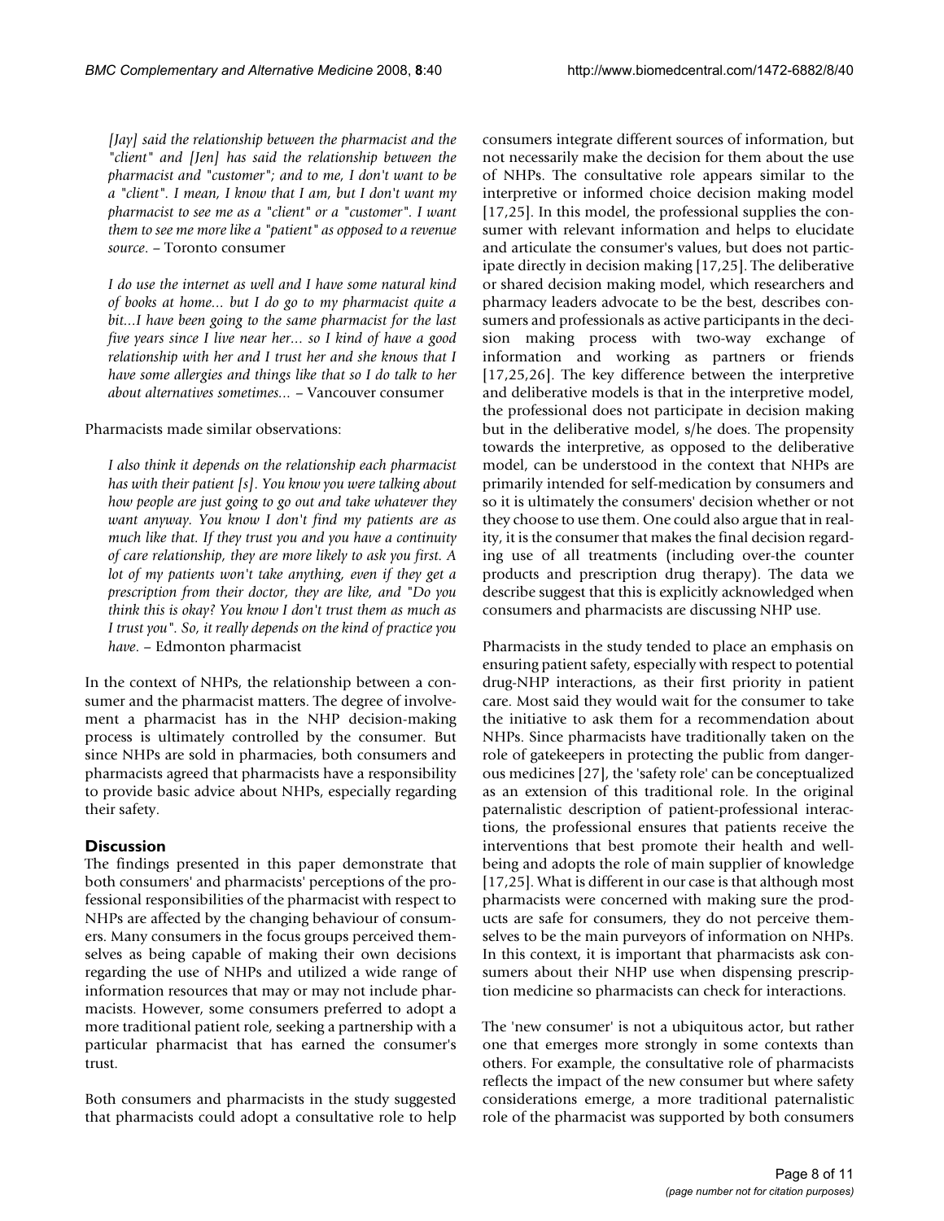*[Jay] said the relationship between the pharmacist and the "client" and [Jen] has said the relationship between the pharmacist and "customer"; and to me, I don't want to be a "client". I mean, I know that I am, but I don't want my pharmacist to see me as a "client" or a "customer". I want them to see me more like a "patient" as opposed to a revenue source*. – Toronto consumer

*I do use the internet as well and I have some natural kind of books at home... but I do go to my pharmacist quite a bit...I have been going to the same pharmacist for the last five years since I live near her... so I kind of have a good relationship with her and I trust her and she knows that I have some allergies and things like that so I do talk to her about alternatives sometimes...* – Vancouver consumer

Pharmacists made similar observations:

*I also think it depends on the relationship each pharmacist has with their patient [s]. You know you were talking about how people are just going to go out and take whatever they want anyway. You know I don't find my patients are as much like that. If they trust you and you have a continuity of care relationship, they are more likely to ask you first. A lot of my patients won't take anything, even if they get a prescription from their doctor, they are like, and "Do you think this is okay? You know I don't trust them as much as I trust you". So, it really depends on the kind of practice you have*. – Edmonton pharmacist

In the context of NHPs, the relationship between a consumer and the pharmacist matters. The degree of involvement a pharmacist has in the NHP decision-making process is ultimately controlled by the consumer. But since NHPs are sold in pharmacies, both consumers and pharmacists agreed that pharmacists have a responsibility to provide basic advice about NHPs, especially regarding their safety.

## Discussion

The findings presented in this paper demonstrate that both consumers' and pharmacists' perceptions of the professional responsibilities of the pharmacist with respect to NHPs are affected by the changing behaviour of consumers. Many consumers in the focus groups perceived themselves as being capable of making their own decisions regarding the use of NHPs and utilized a wide range of information resources that may or may not include pharmacists. However, some consumers preferred to adopt a more traditional patient role, seeking a partnership with a particular pharmacist that has earned the consumer's trust.

Both consumers and pharmacists in the study suggested that pharmacists could adopt a consultative role to help consumers integrate different sources of information, but not necessarily make the decision for them about the use of NHPs. The consultative role appears similar to the interpretive or informed choice decision making model [17,25]. In this model, the professional supplies the consumer with relevant information and helps to elucidate and articulate the consumer's values, but does not participate directly in decision making [17,25]. The deliberative or shared decision making model, which researchers and pharmacy leaders advocate to be the best, describes consumers and professionals as active participants in the decision making process with two-way exchange of information and working as partners or friends [17,25,26]. The key difference between the interpretive and deliberative models is that in the interpretive model, the professional does not participate in decision making but in the deliberative model, s/he does. The propensity towards the interpretive, as opposed to the deliberative model, can be understood in the context that NHPs are primarily intended for self-medication by consumers and so it is ultimately the consumers' decision whether or not they choose to use them. One could also argue that in reality, it is the consumer that makes the final decision regarding use of all treatments (including over-the counter products and prescription drug therapy). The data we describe suggest that this is explicitly acknowledged when consumers and pharmacists are discussing NHP use.

Pharmacists in the study tended to place an emphasis on ensuring patient safety, especially with respect to potential drug-NHP interactions, as their first priority in patient care. Most said they would wait for the consumer to take the initiative to ask them for a recommendation about NHPs. Since pharmacists have traditionally taken on the role of gatekeepers in protecting the public from dangerous medicines [27], the 'safety role' can be conceptualized as an extension of this traditional role. In the original paternalistic description of patient-professional interactions, the professional ensures that patients receive the interventions that best promote their health and wellbeing and adopts the role of main supplier of knowledge [17,25]. What is different in our case is that although most pharmacists were concerned with making sure the products are safe for consumers, they do not perceive themselves to be the main purveyors of information on NHPs. In this context, it is important that pharmacists ask consumers about their NHP use when dispensing prescription medicine so pharmacists can check for interactions.

The 'new consumer' is not a ubiquitous actor, but rather one that emerges more strongly in some contexts than others. For example, the consultative role of pharmacists reflects the impact of the new consumer but where safety considerations emerge, a more traditional paternalistic role of the pharmacist was supported by both consumers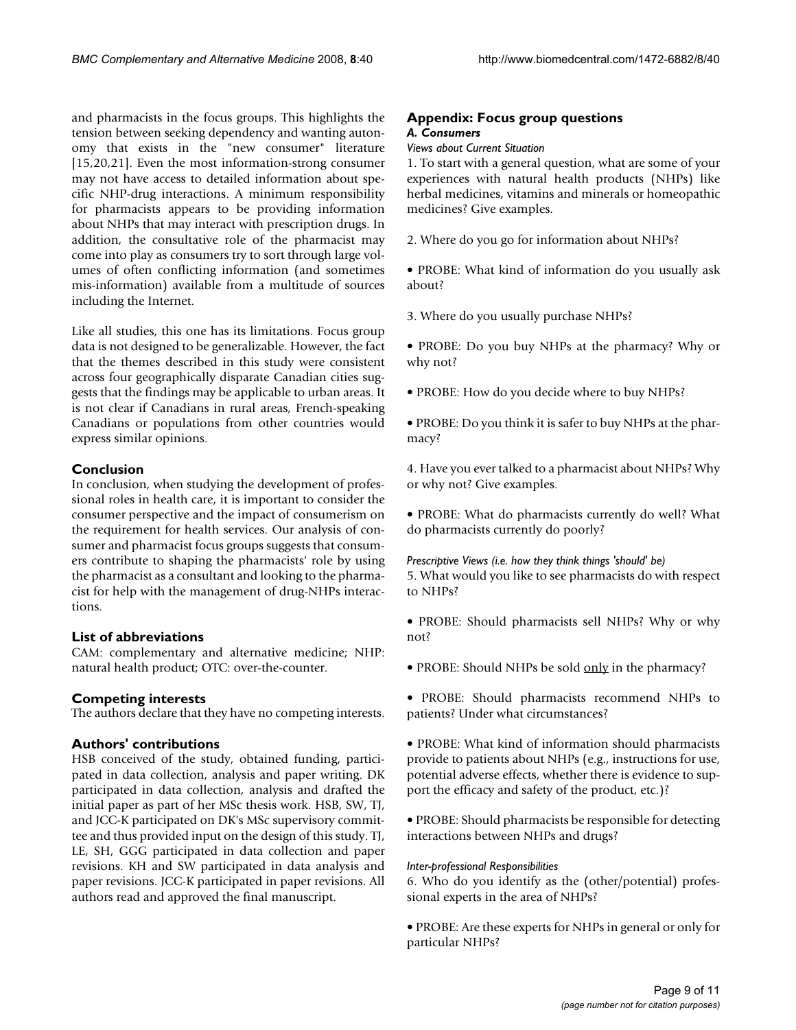and pharmacists in the focus groups. This highlights the tension between seeking dependency and wanting autonomy that exists in the "new consumer" literature [15,20,21]. Even the most information-strong consumer may not have access to detailed information about specific NHP-drug interactions. A minimum responsibility for pharmacists appears to be providing information about NHPs that may interact with prescription drugs. In addition, the consultative role of the pharmacist may come into play as consumers try to sort through large volumes of often conflicting information (and sometimes mis-information) available from a multitude of sources including the Internet.

Like all studies, this one has its limitations. Focus group data is not designed to be generalizable. However, the fact that the themes described in this study were consistent across four geographically disparate Canadian cities suggests that the findings may be applicable to urban areas. It is not clear if Canadians in rural areas, French-speaking Canadians or populations from other countries would express similar opinions.

## Conclusion

In conclusion, when studying the development of professional roles in health care, it is important to consider the consumer perspective and the impact of consumerism on the requirement for health services. Our analysis of consumer and pharmacist focus groups suggests that consumers contribute to shaping the pharmacists' role by using the pharmacist as a consultant and looking to the pharmacist for help with the management of drug-NHPs interactions.

## List of abbreviations

CAM: complementary and alternative medicine; NHP: natural health product; OTC: over-the-counter.

## Competing interests

The authors declare that they have no competing interests.

## Authors' contributions

HSB conceived of the study, obtained funding, participated in data collection, analysis and paper writing. DK participated in data collection, analysis and drafted the initial paper as part of her MSc thesis work. HSB, SW, TJ, and JCC-K participated on DK's MSc supervisory committee and thus provided input on the design of this study. TJ, LE, SH, GGG participated in data collection and paper revisions. KH and SW participated in data analysis and paper revisions. JCC-K participated in paper revisions. All authors read and approved the final manuscript.

## Appendix: Focus group questions

### *A. Consumers*

*Views about Current Situation*

1. To start with a general question, what are some of your experiences with natural health products (NHPs) like herbal medicines, vitamins and minerals or homeopathic medicines? Give examples.

2. Where do you go for information about NHPs?

• PROBE: What kind of information do you usually ask about?

3. Where do you usually purchase NHPs?

• PROBE: Do you buy NHPs at the pharmacy? Why or why not?

• PROBE: How do you decide where to buy NHPs?

• PROBE: Do you think it is safer to buy NHPs at the pharmacy?

4. Have you ever talked to a pharmacist about NHPs? Why or why not? Give examples.

• PROBE: What do pharmacists currently do well? What do pharmacists currently do poorly?

*Prescriptive Views (i.e. how they think things 'should' be)*

5. What would you like to see pharmacists do with respect to NHPs?

• PROBE: Should pharmacists sell NHPs? Why or why not?

• PROBE: Should NHPs be sold only in the pharmacy?

• PROBE: Should pharmacists recommend NHPs to patients? Under what circumstances?

• PROBE: What kind of information should pharmacists provide to patients about NHPs (e.g., instructions for use, potential adverse effects, whether there is evidence to support the efficacy and safety of the product, etc.)?

• PROBE: Should pharmacists be responsible for detecting interactions between NHPs and drugs?

*Inter-professional Responsibilities*

6. Who do you identify as the (other/potential) professional experts in the area of NHPs?

• PROBE: Are these experts for NHPs in general or only for particular NHPs?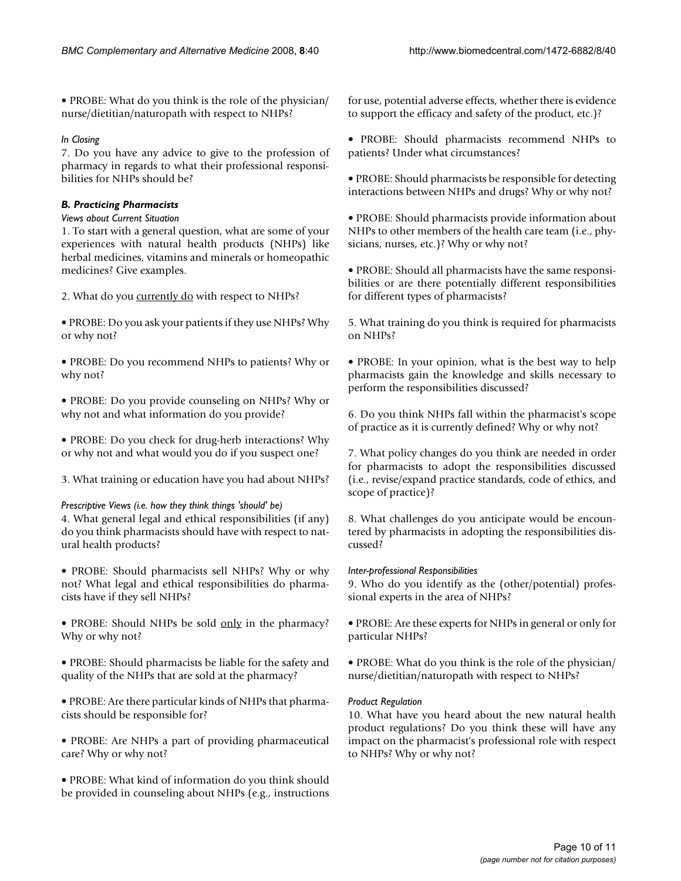• PROBE: What do you think is the role of the physician/nurse/dietitian/naturopath with respect to NHPs?

*In Closing*

7. Do you have any advice to give to the profession of pharmacy in regards to what their professional responsibilities for NHPs should be?

### *B. Practicing Pharmacists*

*Views about Current Situation*

1. To start with a general question, what are some of your experiences with natural health products (NHPs) like herbal medicines, vitamins and minerals or homeopathic medicines? Give examples.

2. What do you currently do with respect to NHPs?

• PROBE: Do you ask your patients if they use NHPs? Why or why not?

• PROBE: Do you recommend NHPs to patients? Why or why not?

• PROBE: Do you provide counseling on NHPs? Why or why not and what information do you provide?

• PROBE: Do you check for drug-herb interactions? Why or why not and what would you do if you suspect one?

3. What training or education have you had about NHPs?

*Prescriptive Views (i.e. how they think things 'should' be)*

4. What general legal and ethical responsibilities (if any) do you think pharmacists should have with respect to natural health products?

• PROBE: Should pharmacists sell NHPs? Why or why not? What legal and ethical responsibilities do pharmacists have if they sell NHPs?

• PROBE: Should NHPs be sold only in the pharmacy? Why or why not?

• PROBE: Should pharmacists be liable for the safety and quality of the NHPs that are sold at the pharmacy?

• PROBE: Are there particular kinds of NHPs that pharmacists should be responsible for?

• PROBE: Are NHPs a part of providing pharmaceutical care? Why or why not?

• PROBE: What kind of information do you think should be provided in counseling about NHPs (e.g., instructions for use, potential adverse effects, whether there is evidence to support the efficacy and safety of the product, etc.)?

• PROBE: Should pharmacists recommend NHPs to patients? Under what circumstances?

• PROBE: Should pharmacists be responsible for detecting interactions between NHPs and drugs? Why or why not?

• PROBE: Should pharmacists provide information about NHPs to other members of the health care team (i.e., physicians, nurses, etc.)? Why or why not?

• PROBE: Should all pharmacists have the same responsibilities or are there potentially different responsibilities for different types of pharmacists?

5. What training do you think is required for pharmacists on NHPs?

• PROBE: In your opinion, what is the best way to help pharmacists gain the knowledge and skills necessary to perform the responsibilities discussed?

6. Do you think NHPs fall within the pharmacist's scope of practice as it is currently defined? Why or why not?

7. What policy changes do you think are needed in order for pharmacists to adopt the responsibilities discussed (i.e., revise/expand practice standards, code of ethics, and scope of practice)?

8. What challenges do you anticipate would be encountered by pharmacists in adopting the responsibilities discussed?

*Inter-professional Responsibilities*

9. Who do you identify as the (other/potential) professional experts in the area of NHPs?

• PROBE: Are these experts for NHPs in general or only for particular NHPs?

• PROBE: What do you think is the role of the physician/nurse/dietitian/naturopath with respect to NHPs?

*Product Regulation*

10. What have you heard about the new natural health product regulations? Do you think these will have any impact on the pharmacist's professional role with respect to NHPs? Why or why not?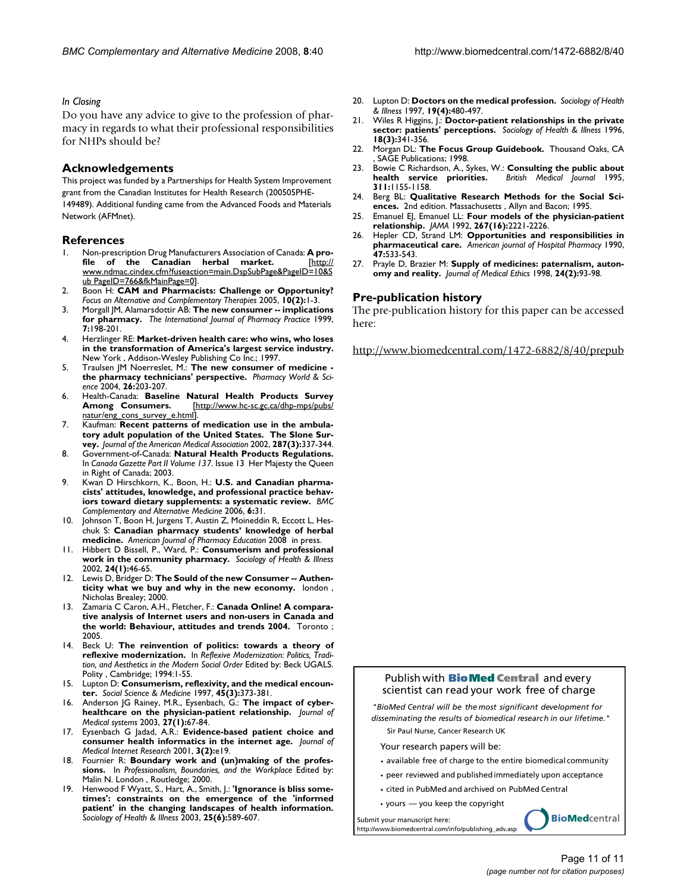*In Closing*

Do you have any advice to give to the profession of pharmacy in regards to what their professional responsibilities for NHPs should be?

## Acknowledgements

This project was funded by a Partnerships for Health System Improvement grant from the Canadian Institutes for Health Research (200505PHE-149489). Additional funding came from the Advanced Foods and Materials Network (AFMnet).

## References

1. Non-prescription Drug Manufacturers Association of Canada: **A profile of the Canadian herbal market.** [http://www.ndmac.cindex.cfm?fuseaction=main.DspSubPage&PageID=10&Sub PageID=766&fkMainPage=0].
2. Boon H: **CAM and Pharmacists: Challenge or Opportunity?** *Focus on Alternative and Complementary Therapies* 2005, **10(2):**1-3.
3. Morgall JM, Alamarsdottir AB: **The new consumer -- implications for pharmacy.** *The International Journal of Pharmacy Practice* 1999, **7:**198-201.
4. Herzlinger RE: **Market-driven health care: who wins, who loses in the transformation of America's largest service industry.** New York , Addison-Wesley Publishing Co Inc.; 1997.
5. Traulsen JM Noerreslet, M.: **The new consumer of medicine - the pharmacy technicians' perspective.** *Pharmacy World & Science* 2004, **26:**203-207.
6. Health-Canada: **Baseline Natural Health Products Survey Among Consumers.** [http://www.hc-sc.gc.ca/dhp-mps/pubs/natur/eng_cons_survey_e.html].
7. Kaufman: **Recent patterns of medication use in the ambulatory adult population of the United States. The Slone Survey.** *Journal of the American Medical Association* 2002, **287(3):**337-344.
8. Government-of-Canada: **Natural Health Products Regulations.** In *Canada Gazette Part II Volume 137*. Issue 13 Her Majesty the Queen in Right of Canada; 2003.
9. Kwan D Hirschkorn, K., Boon, H.: **U.S. and Canadian pharmacists' attitudes, knowledge, and professional practice behaviors toward dietary supplements: a systematic review.** *BMC Complementary and Alternative Medicine* 2006, **6:**31.
10. Johnson T, Boon H, Jurgens T, Austin Z, Moineddin R, Eccott L, Heschuk S: **Canadian pharmacy students' knowledge of herbal medicine.** *American Journal of Pharmacy Education* 2008 in press.
11. Hibbert D Bissell, P., Ward, P.: **Consumerism and professional work in the community pharmacy.** *Sociology of Health & Illness* 2002, **24(1):**46-65.
12. Lewis D, Bridger D: **The Sould of the new Consumer -- Authenticity what we buy and why in the new economy.** london , Nicholas Brealey; 2000.
13. Zamaria C Caron, A.H., Fletcher, F.: **Canada Online! A comparative analysis of Internet users and non-users in Canada and the world: Behaviour, attitudes and trends 2004.** Toronto ; 2005.
14. Beck U: **The reinvention of politics: towards a theory of reflexive modernization.** In *Reflexive Modernization: Politics, Tradition, and Aesthetics in the Modern Social Order* Edited by: Beck UGALS. Polity , Cambridge; 1994:1-55.
15. Lupton D: **Consumerism, reflexivity, and the medical encounter.** *Social Science & Medicine* 1997, **45(3):**373-381.
16. Anderson JG Rainey, M.R., Eysenbach, G.: **The impact of cyberhealthcare on the physician-patient relationship.** *Journal of Medical systems* 2003, **27(1):**67-84.
17. Eysenbach G Jadad, A.R.: **Evidence-based patient choice and consumer health informatics in the internet age.** *Journal of Medical Internet Research* 2001, **3(2):**e19.
18. Fournier R: **Boundary work and (un)making of the professions.** In *Professionalism, Boundaries, and the Workplace* Edited by: Malin N. London , Routledge; 2000.
19. Henwood F Wyatt, S., Hart, A., Smith, J.: **'Ignorance is bliss sometimes': constraints on the emergence of the 'informed patient' in the changing landscapes of health information.** *Sociology of Health & Illness* 2003, **25(6):**589-607.
20. Lupton D: **Doctors on the medical profession.** *Sociology of Health & Illness* 1997, **19(4):**480-497.
21. Wiles R Higgins, J.: **Doctor-patient relationships in the private sector: patients' perceptions.** *Sociology of Health & Illness* 1996, **18(3):**341-356.
22. Morgan DL: **The Focus Group Guidebook.** Thousand Oaks, CA , SAGE Publications; 1998.
23. Bowie C Richardson, A., Sykes, W.: **Consulting the public about health service priorities.** *British Medical Journal* 1995, **311:**1155-1158.
24. Berg BL: **Qualitative Research Methods for the Social Sciences.** 2nd edition. Massachusetts , Allyn and Bacon; 1995.
25. Emanuel EJ, Emanuel LL: **Four models of the physician-patient relationship.** *JAMA* 1992, **267(16):**2221-2226.
26. Hepler CD, Strand LM: **Opportunities and responsibilities in pharmaceutical care.** *American journal of Hospital Pharmacy* 1990, **47:**533-543.
27. Prayle D, Brazier M: **Supply of medicines: paternalism, autonomy and reality.** *Journal of Medical Ethics* 1998, **24(2):**93-98.

## Pre-publication history

The pre-publication history for this paper can be accessed here:

http://www.biomedcentral.com/1472-6882/8/40/prepub

Publish with **BioMed Central** and every scientist can read your work free of charge

*"BioMed Central will be the most significant development for disseminating the results of biomedical research in our lifetime."*

Sir Paul Nurse, Cancer Research UK

Your research papers will be:

- available free of charge to the entire biomedical community
- peer reviewed and published immediately upon acceptance
- cited in PubMed and archived on PubMed Central
- yours — you keep the copyright

Submit your manuscript here:
http://www.biomedcentral.com/info/publishing_adv.asp

BioMedcentral